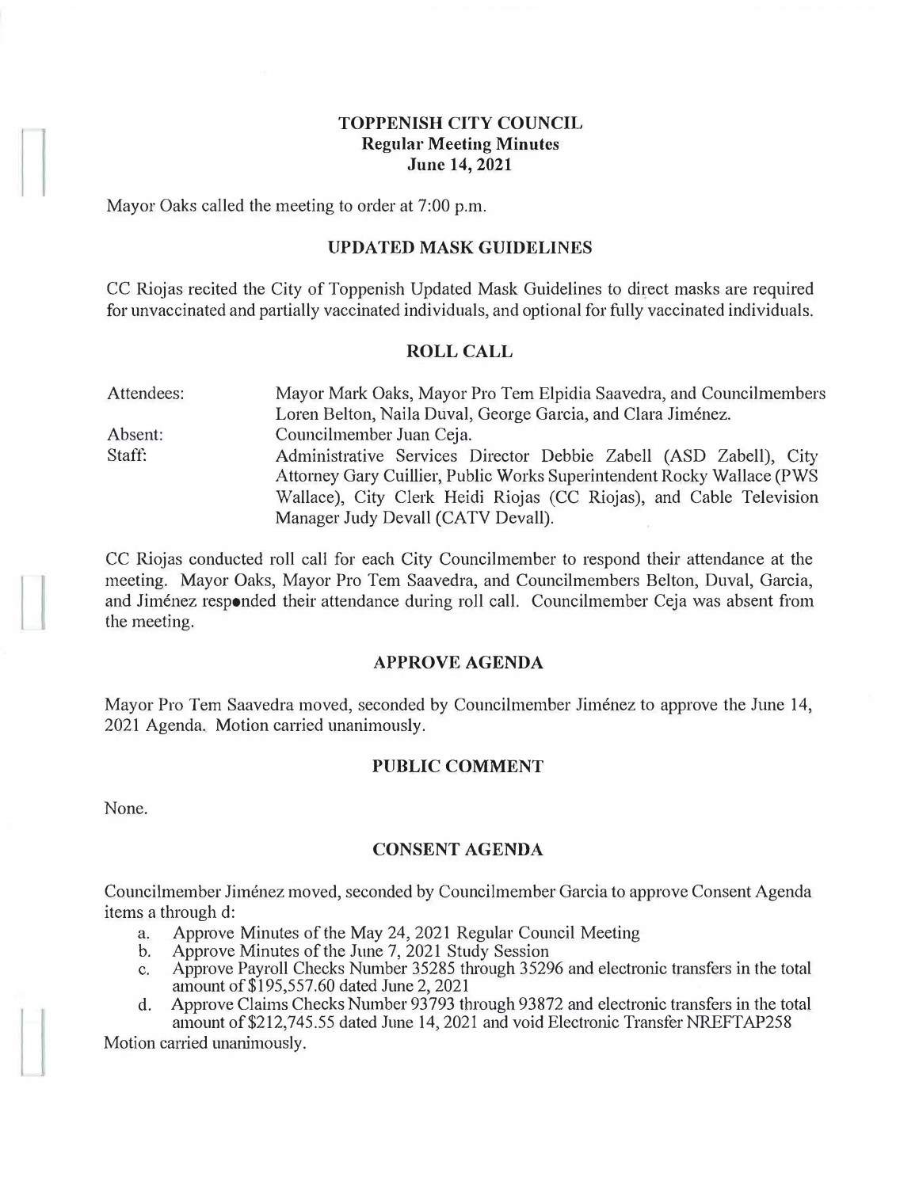# TOPPENISH CITY COUNCIL
## Regular Meeting Minutes
## June 14, 2021

Mayor Oaks called the meeting to order at 7:00 p.m.

## UPDATED MASK GUIDELINES

CC Riojas recited the City of Toppenish Updated Mask Guidelines to direct masks are required for unvaccinated and partially vaccinated individuals, and optional for fully vaccinated individuals.

## ROLL CALL

| | |
|---|---|
| Attendees: | Mayor Mark Oaks, Mayor Pro Tem Elpidia Saavedra, and Councilmembers Loren Belton, Naila Duval, George Garcia, and Clara Jiménez. |
| Absent: | Councilmember Juan Ceja. |
| Staff: | Administrative Services Director Debbie Zabell (ASD Zabell), City Attorney Gary Cuillier, Public Works Superintendent Rocky Wallace (PWS Wallace), City Clerk Heidi Riojas (CC Riojas), and Cable Television Manager Judy Devall (CATV Devall). |

CC Riojas conducted roll call for each City Councilmember to respond their attendance at the meeting. Mayor Oaks, Mayor Pro Tem Saavedra, and Councilmembers Belton, Duval, Garcia, and Jiménez responded their attendance during roll call. Councilmember Ceja was absent from the meeting.

## APPROVE AGENDA

Mayor Pro Tem Saavedra moved, seconded by Councilmember Jiménez to approve the June 14, 2021 Agenda. Motion carried unanimously.

## PUBLIC COMMENT

None.

## CONSENT AGENDA

Councilmember Jiménez moved, seconded by Councilmember Garcia to approve Consent Agenda items a through d:

a. Approve Minutes of the May 24, 2021 Regular Council Meeting
b. Approve Minutes of the June 7, 2021 Study Session
c. Approve Payroll Checks Number 35285 through 35296 and electronic transfers in the total amount of $195,557.60 dated June 2, 2021
d. Approve Claims Checks Number 93793 through 93872 and electronic transfers in the total amount of $212,745.55 dated June 14, 2021 and void Electronic Transfer NREFTAP258

Motion carried unanimously.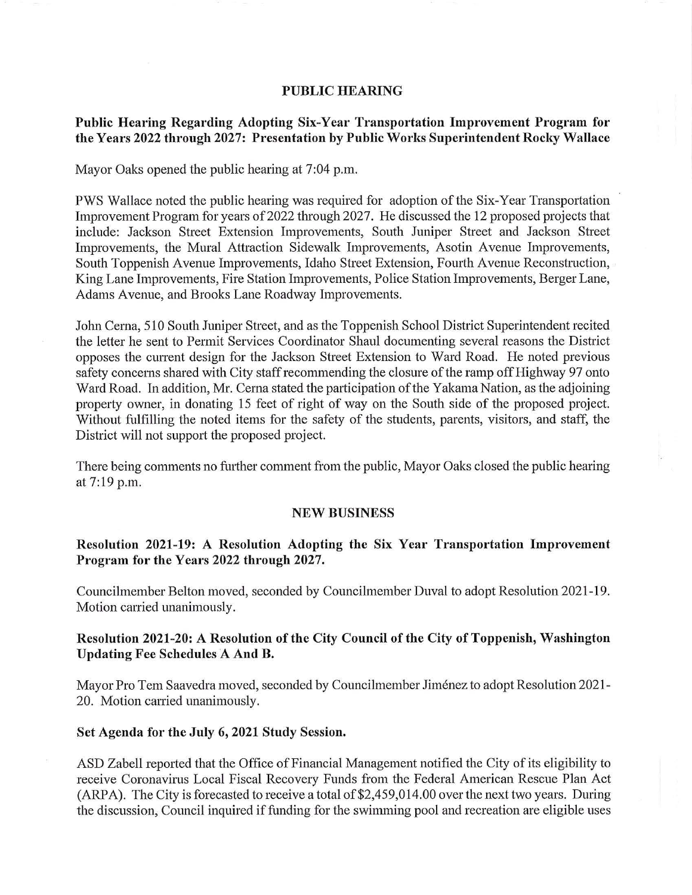## PUBLIC HEARING

### Public Hearing Regarding Adopting Six-Year Transportation Improvement Program for the Years 2022 through 2027: Presentation by Public Works Superintendent Rocky Wallace

Mayor Oaks opened the public hearing at 7:04 p.m.

PWS Wallace noted the public hearing was required for adoption of the Six-Year Transportation Improvement Program for years of 2022 through 2027. He discussed the 12 proposed projects that include: Jackson Street Extension Improvements, South Juniper Street and Jackson Street Improvements, the Mural Attraction Sidewalk Improvements, Asotin Avenue Improvements, South Toppenish Avenue Improvements, Idaho Street Extension, Fourth Avenue Reconstruction, King Lane Improvements, Fire Station Improvements, Police Station Improvements, Berger Lane, Adams Avenue, and Brooks Lane Roadway Improvements.

John Cerna, 510 South Juniper Street, and as the Toppenish School District Superintendent recited the letter he sent to Permit Services Coordinator Shaul documenting several reasons the District opposes the current design for the Jackson Street Extension to Ward Road. He noted previous safety concerns shared with City staff recommending the closure of the ramp off Highway 97 onto Ward Road. In addition, Mr. Cerna stated the participation of the Yakama Nation, as the adjoining property owner, in donating 15 feet of right of way on the South side of the proposed project. Without fulfilling the noted items for the safety of the students, parents, visitors, and staff, the District will not support the proposed project.

There being comments no further comment from the public, Mayor Oaks closed the public hearing at 7:19 p.m.

## NEW BUSINESS

### Resolution 2021-19: A Resolution Adopting the Six Year Transportation Improvement Program for the Years 2022 through 2027.

Councilmember Belton moved, seconded by Councilmember Duval to adopt Resolution 2021-19. Motion carried unanimously.

### Resolution 2021-20: A Resolution of the City Council of the City of Toppenish, Washington Updating Fee Schedules A And B.

Mayor Pro Tem Saavedra moved, seconded by Councilmember Jiménez to adopt Resolution 2021-20. Motion carried unanimously.

### Set Agenda for the July 6, 2021 Study Session.

ASD Zabell reported that the Office of Financial Management notified the City of its eligibility to receive Coronavirus Local Fiscal Recovery Funds from the Federal American Rescue Plan Act (ARPA). The City is forecasted to receive a total of $2,459,014.00 over the next two years. During the discussion, Council inquired if funding for the swimming pool and recreation are eligible uses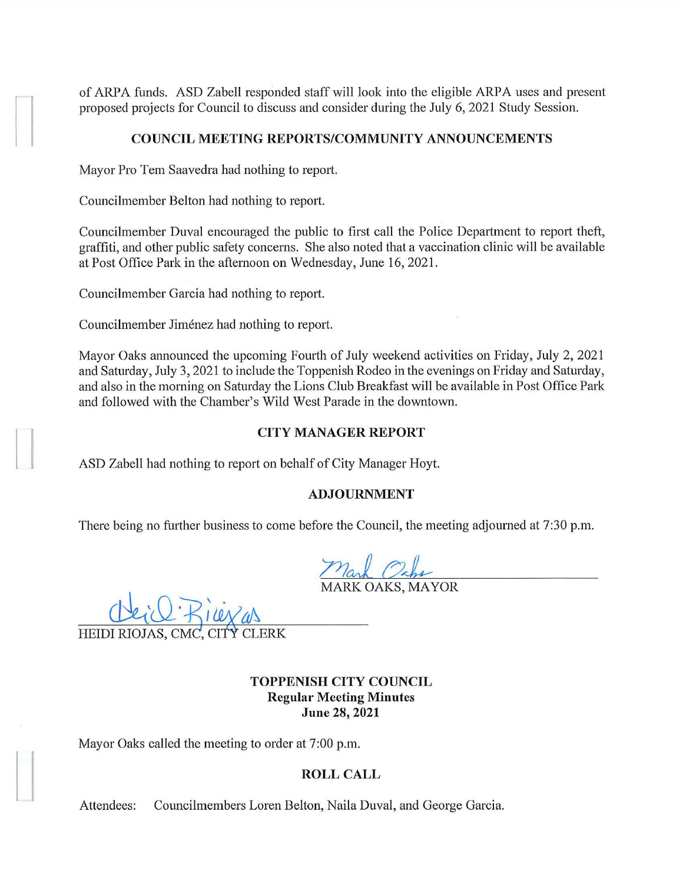of ARPA funds. ASD Zabell responded staff will look into the eligible ARPA uses and present proposed projects for Council to discuss and consider during the July 6, 2021 Study Session.

## COUNCIL MEETING REPORTS/COMMUNITY ANNOUNCEMENTS

Mayor Pro Tem Saavedra had nothing to report.

Councilmember Belton had nothing to report.

Councilmember Duval encouraged the public to first call the Police Department to report theft, graffiti, and other public safety concerns. She also noted that a vaccination clinic will be available at Post Office Park in the afternoon on Wednesday, June 16, 2021.

Councilmember Garcia had nothing to report.

Councilmember Jiménez had nothing to report.

Mayor Oaks announced the upcoming Fourth of July weekend activities on Friday, July 2, 2021 and Saturday, July 3, 2021 to include the Toppenish Rodeo in the evenings on Friday and Saturday, and also in the morning on Saturday the Lions Club Breakfast will be available in Post Office Park and followed with the Chamber's Wild West Parade in the downtown.

## CITY MANAGER REPORT

ASD Zabell had nothing to report on behalf of City Manager Hoyt.

## ADJOURNMENT

There being no further business to come before the Council, the meeting adjourned at 7:30 p.m.

MARK OAKS, MAYOR

HEIDI RIOJAS, CMC, CITY CLERK

# TOPPENISH CITY COUNCIL
**Regular Meeting Minutes**
**June 28, 2021**

Mayor Oaks called the meeting to order at 7:00 p.m.

## ROLL CALL

Attendees: Councilmembers Loren Belton, Naila Duval, and George Garcia.